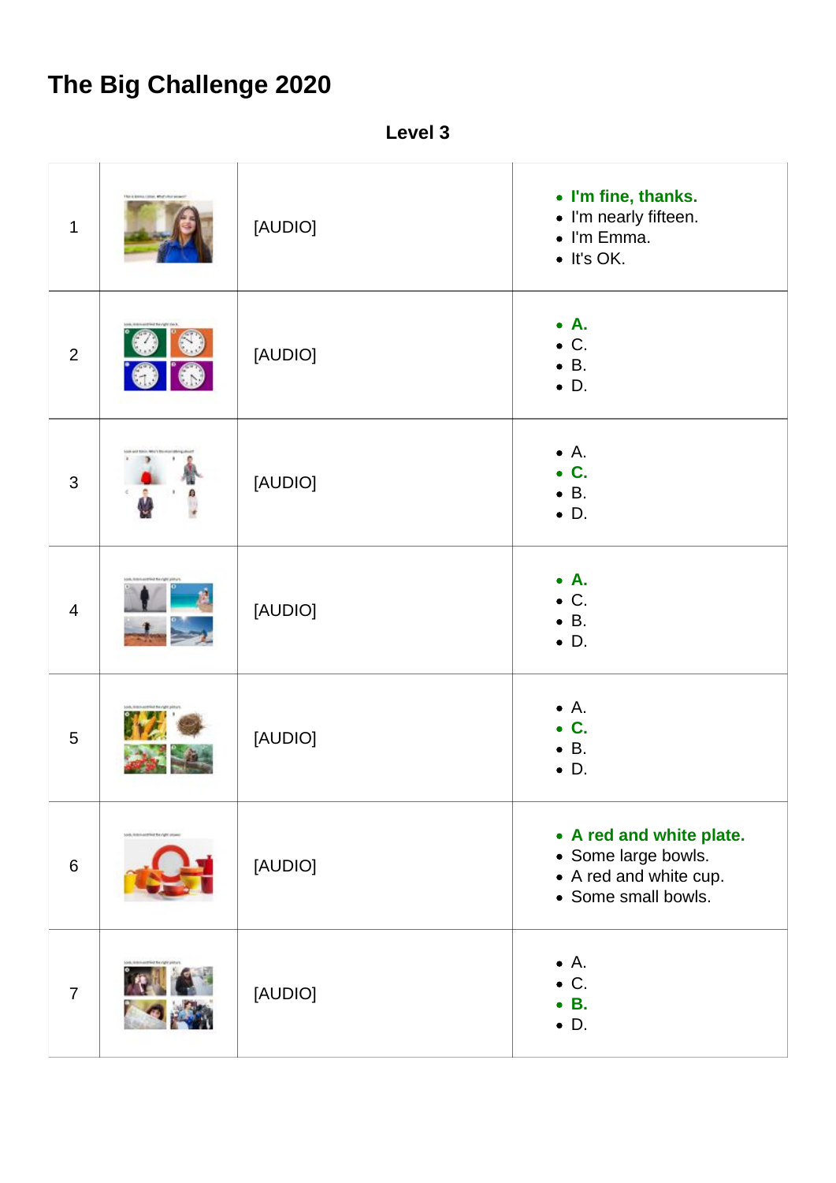# The Big Challenge 2020

## Level 3

| | | | |
|---|---|---|---|
| 1 | | [AUDIO] | • **I'm fine, thanks.**<br>• I'm nearly fifteen.<br>• I'm Emma.<br>• It's OK. |
| 2 | | [AUDIO] | • **A.**<br>• C.<br>• B.<br>• D. |
| 3 | | [AUDIO] | • A.<br>• **C.**<br>• B.<br>• D. |
| 4 | | [AUDIO] | • **A.**<br>• C.<br>• B.<br>• D. |
| 5 | | [AUDIO] | • A.<br>• **C.**<br>• B.<br>• D. |
| 6 | | [AUDIO] | • **A red and white plate.**<br>• Some large bowls.<br>• A red and white cup.<br>• Some small bowls. |
| 7 | | [AUDIO] | • A.<br>• C.<br>• **B.**<br>• D. |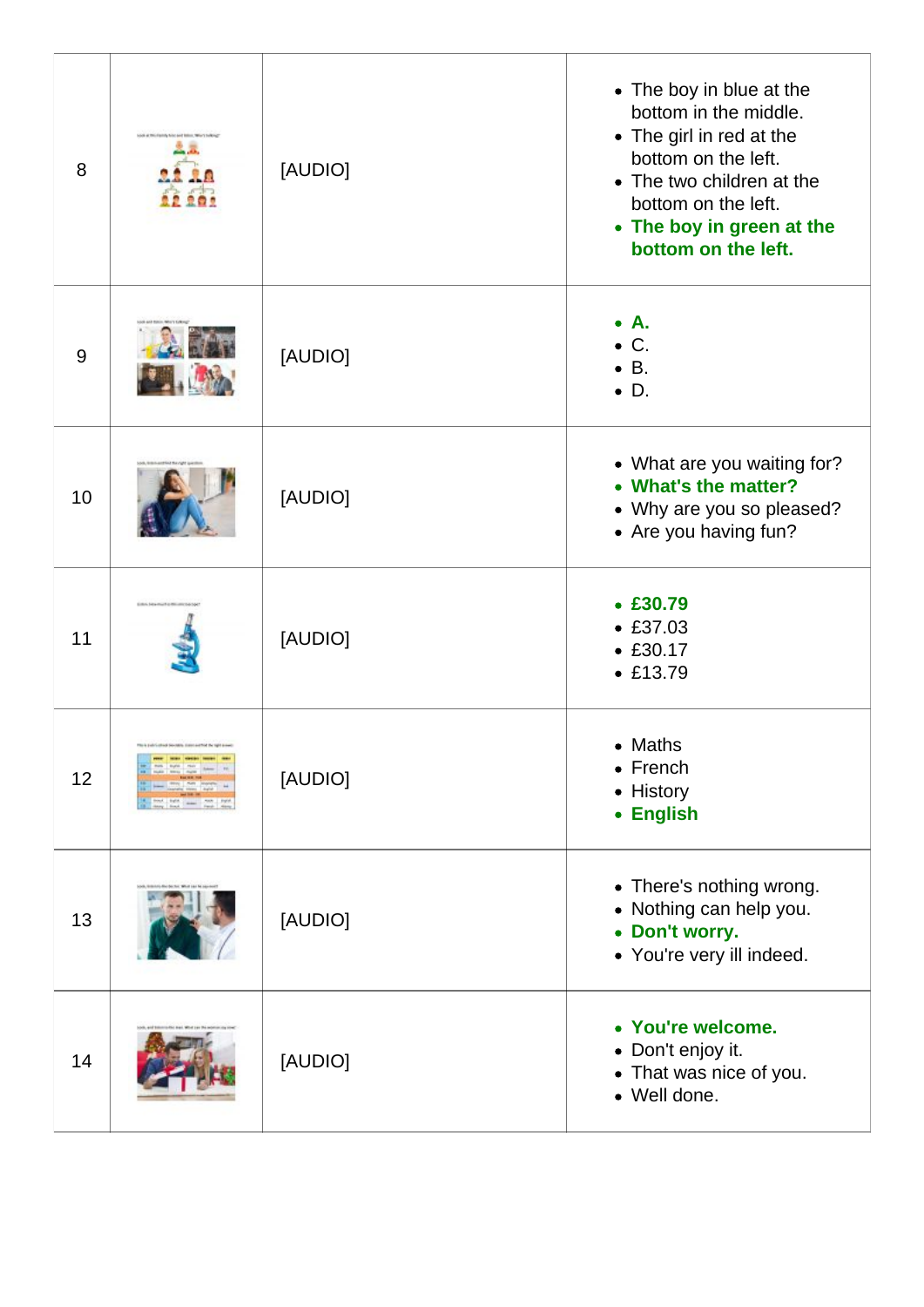| | | | |
|---|---|---|---|
| 8 | | [AUDIO] | • The boy in blue at the bottom in the middle.<br>• The girl in red at the bottom on the left.<br>• The two children at the bottom on the left.<br>• **The boy in green at the bottom on the left.** |
| 9 | | [AUDIO] | • **A.**<br>• C.<br>• B.<br>• D. |
| 10 | | [AUDIO] | • What are you waiting for?<br>• **What's the matter?**<br>• Why are you so pleased?<br>• Are you having fun? |
| 11 | | [AUDIO] | • **£30.79**<br>• £37.03<br>• £30.17<br>• £13.79 |
| 12 | | [AUDIO] | • Maths<br>• French<br>• History<br>• **English** |
| 13 | | [AUDIO] | • There's nothing wrong.<br>• Nothing can help you.<br>• **Don't worry.**<br>• You're very ill indeed. |
| 14 | | [AUDIO] | • **You're welcome.**<br>• Don't enjoy it.<br>• That was nice of you.<br>• Well done. |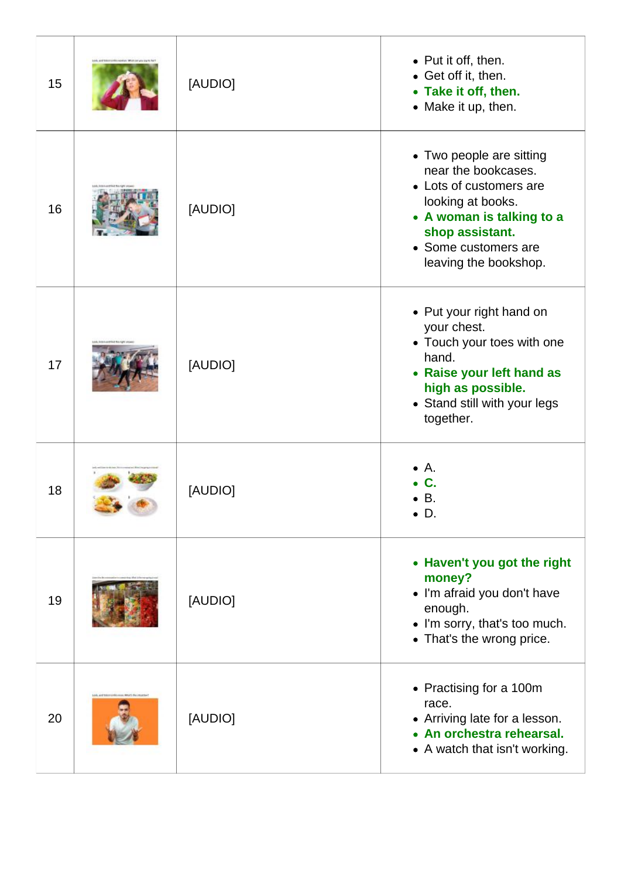| | | | |
|---|---|---|---|
| 15 | | [AUDIO] | • Put it off, then.<br>• Get off it, then.<br>• **Take it off, then.**<br>• Make it up, then. |
| 16 | | [AUDIO] | • Two people are sitting near the bookcases.<br>• Lots of customers are looking at books.<br>• **A woman is talking to a shop assistant.**<br>• Some customers are leaving the bookshop. |
| 17 | | [AUDIO] | • Put your right hand on your chest.<br>• Touch your toes with one hand.<br>• **Raise your left hand as high as possible.**<br>• Stand still with your legs together. |
| 18 | | [AUDIO] | • A.<br>• **C.**<br>• B.<br>• D. |
| 19 | | [AUDIO] | • **Haven't you got the right money?**<br>• I'm afraid you don't have enough.<br>• I'm sorry, that's too much.<br>• That's the wrong price. |
| 20 | | [AUDIO] | • Practising for a 100m race.<br>• Arriving late for a lesson.<br>• **An orchestra rehearsal.**<br>• A watch that isn't working. |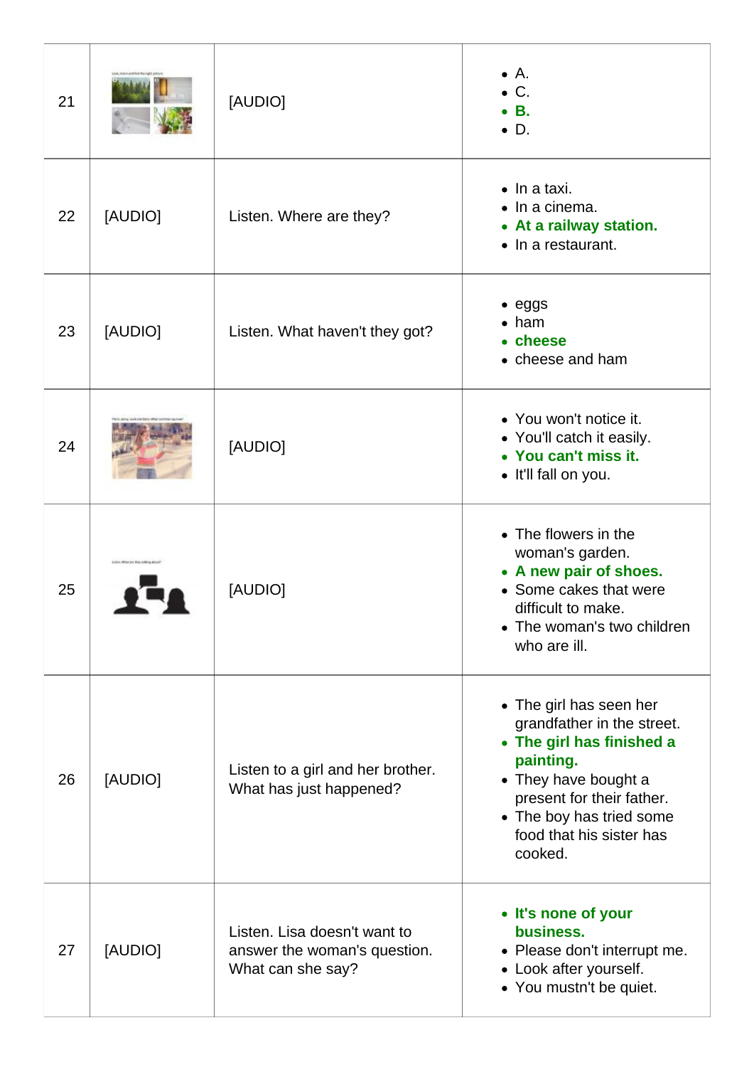| | | | |
|---|---|---|---|
| 21 | | [AUDIO] | • A.<br>• C.<br>• **B.**<br>• D. |
| 22 | [AUDIO] | Listen. Where are they? | • In a taxi.<br>• In a cinema.<br>• **At a railway station.**<br>• In a restaurant. |
| 23 | [AUDIO] | Listen. What haven't they got? | • eggs<br>• ham<br>• **cheese**<br>• cheese and ham |
| 24 | | [AUDIO] | • You won't notice it.<br>• You'll catch it easily.<br>• **You can't miss it.**<br>• It'll fall on you. |
| 25 | | [AUDIO] | • The flowers in the woman's garden.<br>• **A new pair of shoes.**<br>• Some cakes that were difficult to make.<br>• The woman's two children who are ill. |
| 26 | [AUDIO] | Listen to a girl and her brother. What has just happened? | • The girl has seen her grandfather in the street.<br>• **The girl has finished a painting.**<br>• They have bought a present for their father.<br>• The boy has tried some food that his sister has cooked. |
| 27 | [AUDIO] | Listen. Lisa doesn't want to answer the woman's question. What can she say? | • **It's none of your business.**<br>• Please don't interrupt me.<br>• Look after yourself.<br>• You mustn't be quiet. |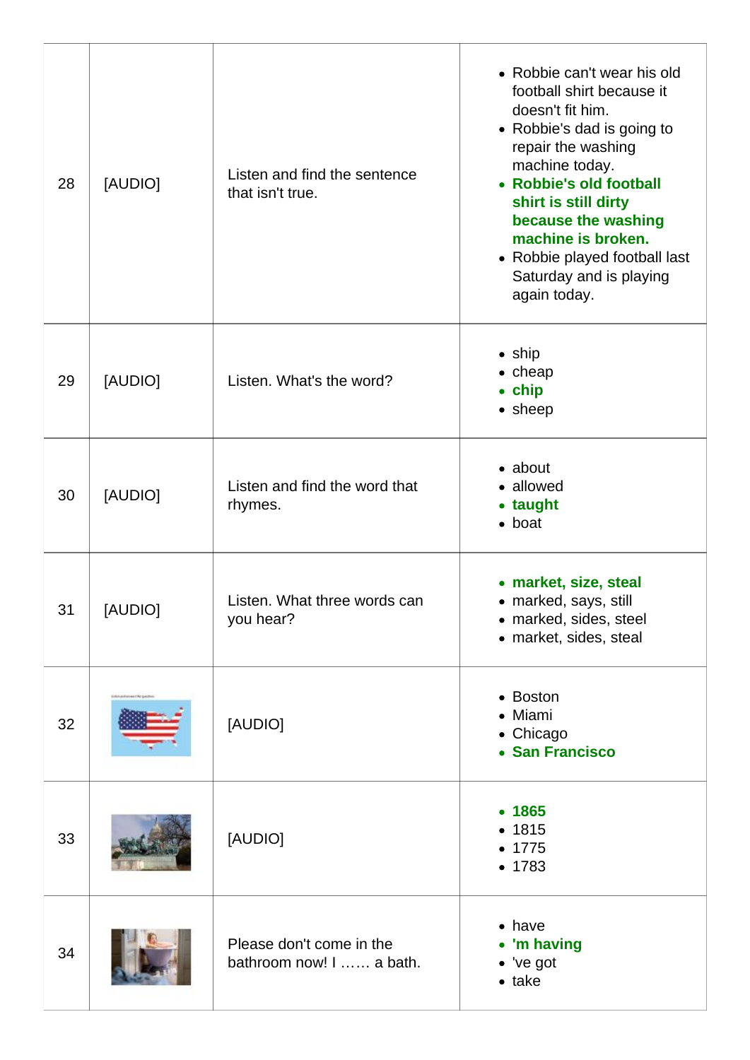| | | | |
|---|---|---|---|
| 28 | [AUDIO] | Listen and find the sentence that isn't true. | • Robbie can't wear his old football shirt because it doesn't fit him.<br>• Robbie's dad is going to repair the washing machine today.<br>• **Robbie's old football shirt is still dirty because the washing machine is broken.**<br>• Robbie played football last Saturday and is playing again today. |
| 29 | [AUDIO] | Listen. What's the word? | • ship<br>• cheap<br>• **chip**<br>• sheep |
| 30 | [AUDIO] | Listen and find the word that rhymes. | • about<br>• allowed<br>• **taught**<br>• boat |
| 31 | [AUDIO] | Listen. What three words can you hear? | • **market, size, steal**<br>• marked, says, still<br>• marked, sides, steel<br>• market, sides, steal |
| 32 | | [AUDIO] | • Boston<br>• Miami<br>• Chicago<br>• **San Francisco** |
| 33 | | [AUDIO] | • **1865**<br>• 1815<br>• 1775<br>• 1783 |
| 34 | | Please don't come in the bathroom now! I …… a bath. | • have<br>• **'m having**<br>• 've got<br>• take |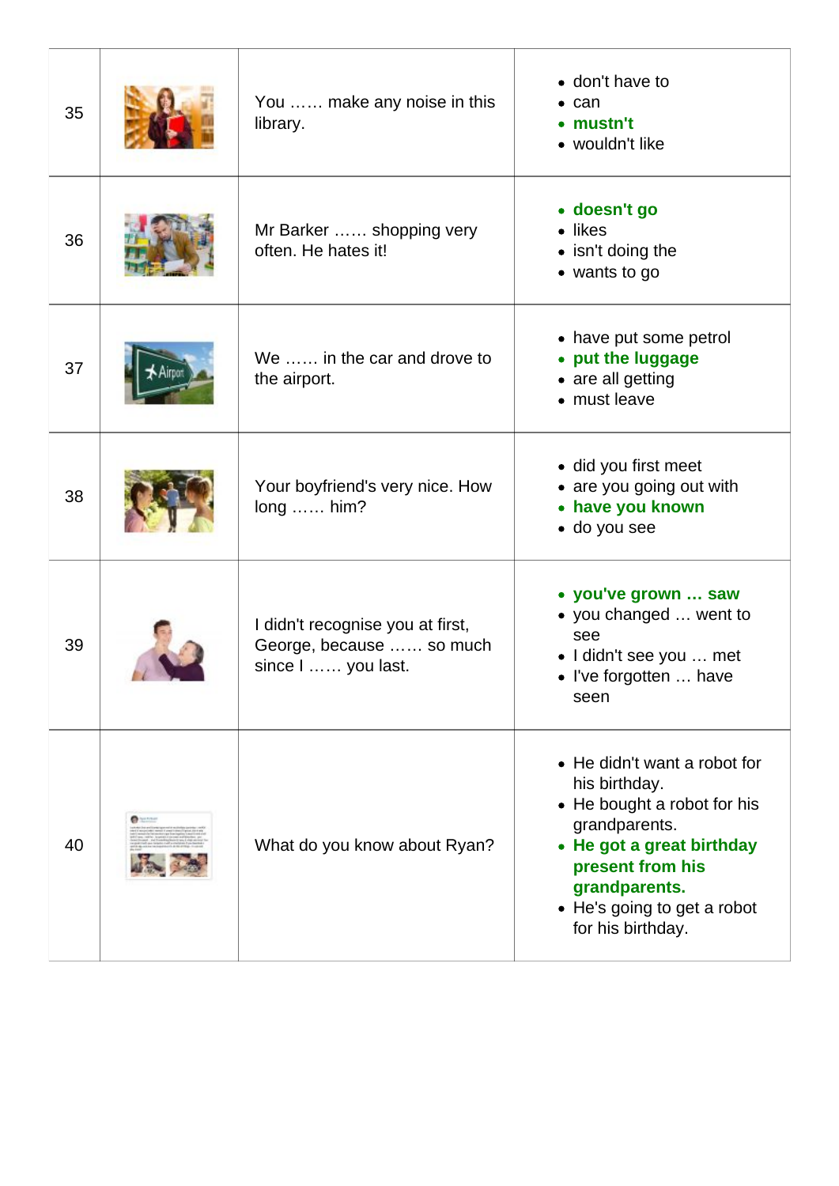| | | | |
|---|---|---|---|
| 35 | | You …… make any noise in this library. | • don't have to<br>• can<br>• **mustn't**<br>• wouldn't like |
| 36 | | Mr Barker …… shopping very often. He hates it! | • **doesn't go**<br>• likes<br>• isn't doing the<br>• wants to go |
| 37 | | We …… in the car and drove to the airport. | • have put some petrol<br>• **put the luggage**<br>• are all getting<br>• must leave |
| 38 | | Your boyfriend's very nice. How long …… him? | • did you first meet<br>• are you going out with<br>• **have you known**<br>• do you see |
| 39 | | I didn't recognise you at first, George, because …… so much since I …… you last. | • **you've grown … saw**<br>• you changed … went to see<br>• I didn't see you … met<br>• I've forgotten … have seen |
| 40 | | What do you know about Ryan? | • He didn't want a robot for his birthday.<br>• He bought a robot for his grandparents.<br>• **He got a great birthday present from his grandparents.**<br>• He's going to get a robot for his birthday. |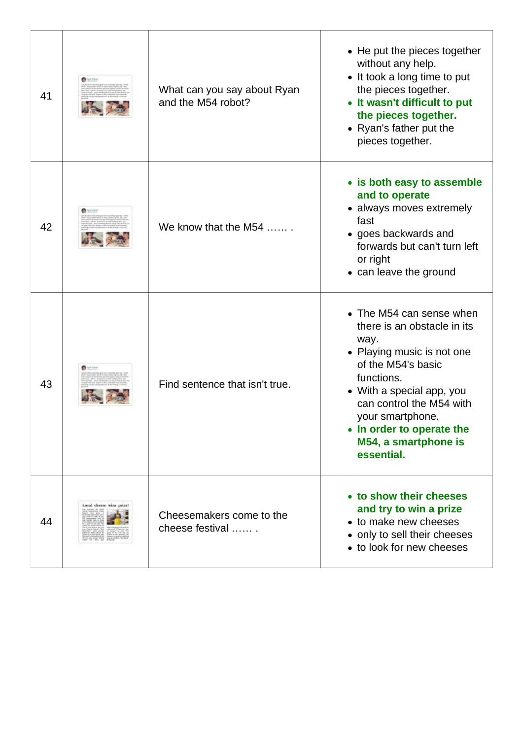| | | | |
|---|---|---|---|
| 41 | | What can you say about Ryan and the M54 robot? | • He put the pieces together without any help.<br>• It took a long time to put the pieces together.<br>• **It wasn't difficult to put the pieces together.**<br>• Ryan's father put the pieces together. |
| 42 | | We know that the M54 ...... . | • **is both easy to assemble and to operate**<br>• always moves extremely fast<br>• goes backwards and forwards but can't turn left or right<br>• can leave the ground |
| 43 | | Find sentence that isn't true. | • The M54 can sense when there is an obstacle in its way.<br>• Playing music is not one of the M54's basic functions.<br>• With a special app, you can control the M54 with your smartphone.<br>• **In order to operate the M54, a smartphone is essential.** |
| 44 | | Cheesemakers come to the cheese festival ...... . | • **to show their cheeses and try to win a prize**<br>• to make new cheeses<br>• only to sell their cheeses<br>• to look for new cheeses |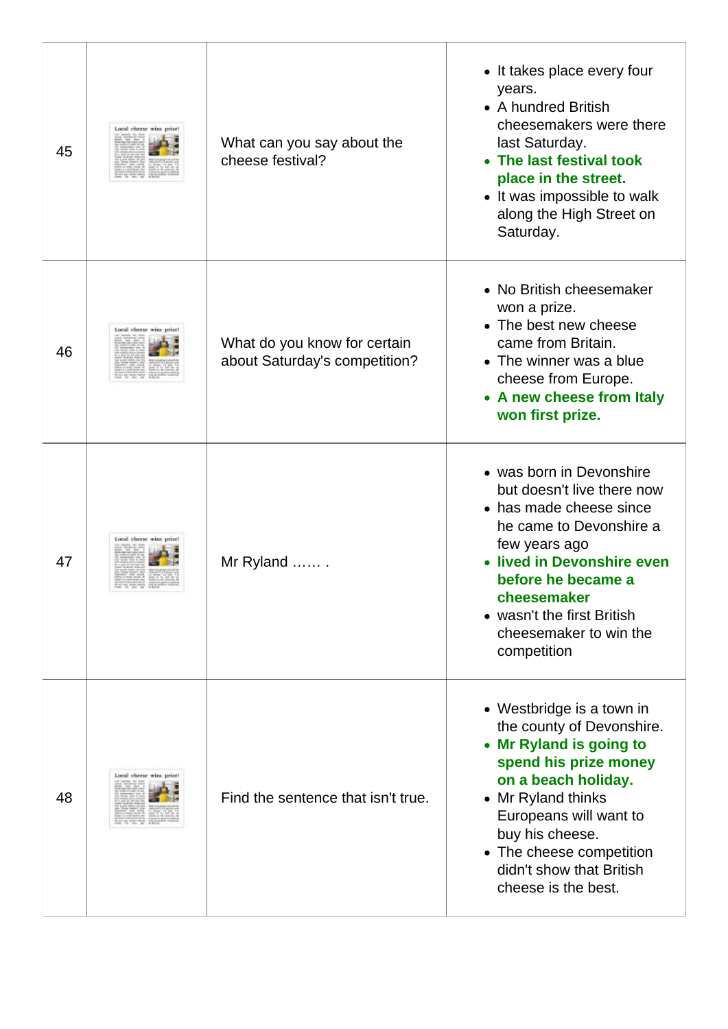| | | | |
|---|---|---|---|
| 45 | | What can you say about the cheese festival? | • It takes place every four years.<br>• A hundred British cheesemakers were there last Saturday.<br>• **The last festival took place in the street.**<br>• It was impossible to walk along the High Street on Saturday. |
| 46 | | What do you know for certain about Saturday's competition? | • No British cheesemaker won a prize.<br>• The best new cheese came from Britain.<br>• The winner was a blue cheese from Europe.<br>• **A new cheese from Italy won first prize.** |
| 47 | | Mr Ryland …… . | • was born in Devonshire but doesn't live there now<br>• has made cheese since he came to Devonshire a few years ago<br>• **lived in Devonshire even before he became a cheesemaker**<br>• wasn't the first British cheesemaker to win the competition |
| 48 | | Find the sentence that isn't true. | • Westbridge is a town in the county of Devonshire.<br>• **Mr Ryland is going to spend his prize money on a beach holiday.**<br>• Mr Ryland thinks Europeans will want to buy his cheese.<br>• The cheese competition didn't show that British cheese is the best. |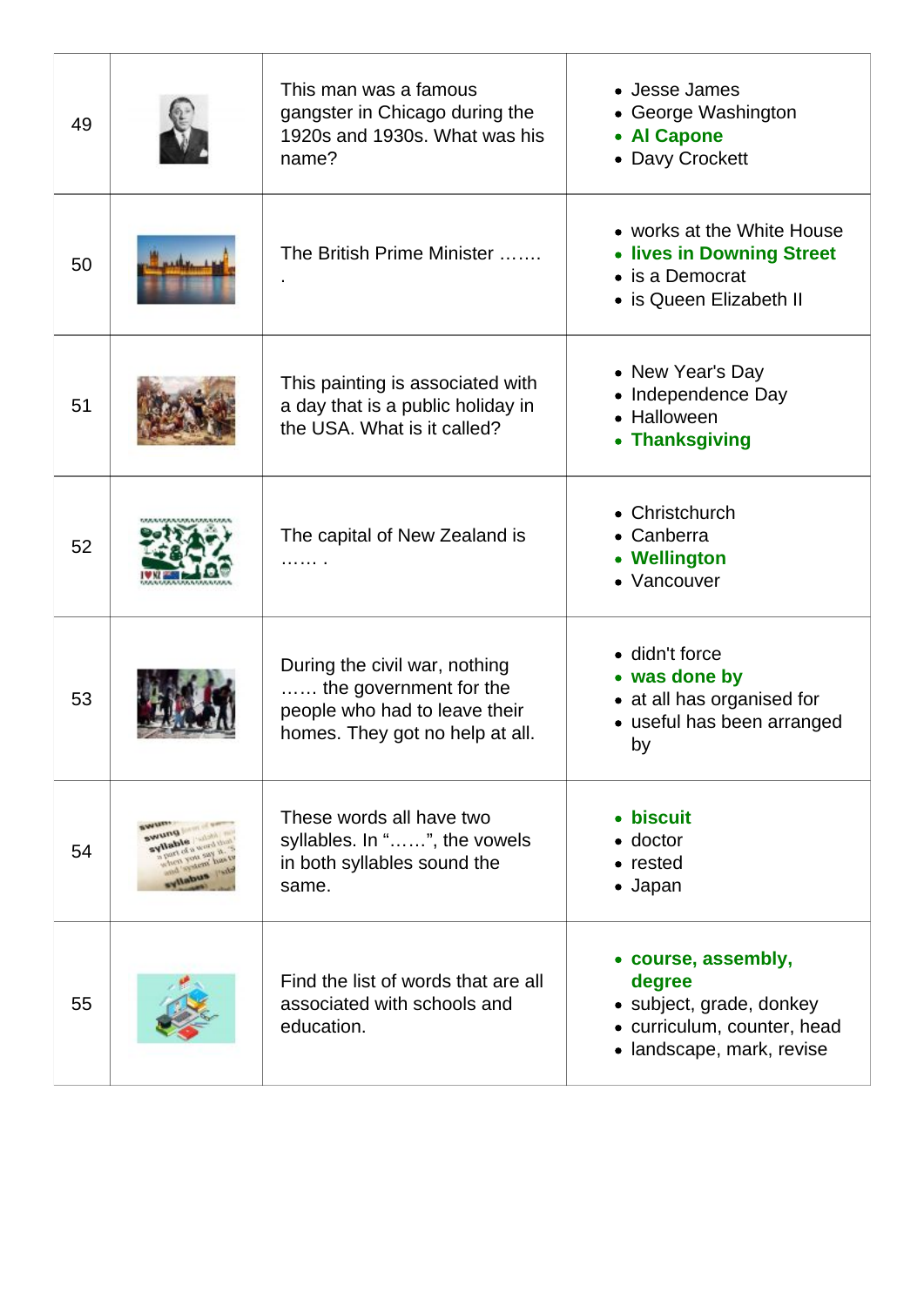| | | | |
|---|---|---|---|
| 49 | | This man was a famous gangster in Chicago during the 1920s and 1930s. What was his name? | • Jesse James<br>• George Washington<br>• **Al Capone**<br>• Davy Crockett |
| 50 | | The British Prime Minister ……. . | • works at the White House<br>• **lives in Downing Street**<br>• is a Democrat<br>• is Queen Elizabeth II |
| 51 | | This painting is associated with a day that is a public holiday in the USA. What is it called? | • New Year's Day<br>• Independence Day<br>• Halloween<br>• **Thanksgiving** |
| 52 | | The capital of New Zealand is …… . | • Christchurch<br>• Canberra<br>• **Wellington**<br>• Vancouver |
| 53 | | During the civil war, nothing …… the government for the people who had to leave their homes. They got no help at all. | • didn't force<br>• **was done by**<br>• at all has organised for<br>• useful has been arranged by |
| 54 | | These words all have two syllables. In "……", the vowels in both syllables sound the same. | • **biscuit**<br>• doctor<br>• rested<br>• Japan |
| 55 | | Find the list of words that are all associated with schools and education. | • **course, assembly, degree**<br>• subject, grade, donkey<br>• curriculum, counter, head<br>• landscape, mark, revise |